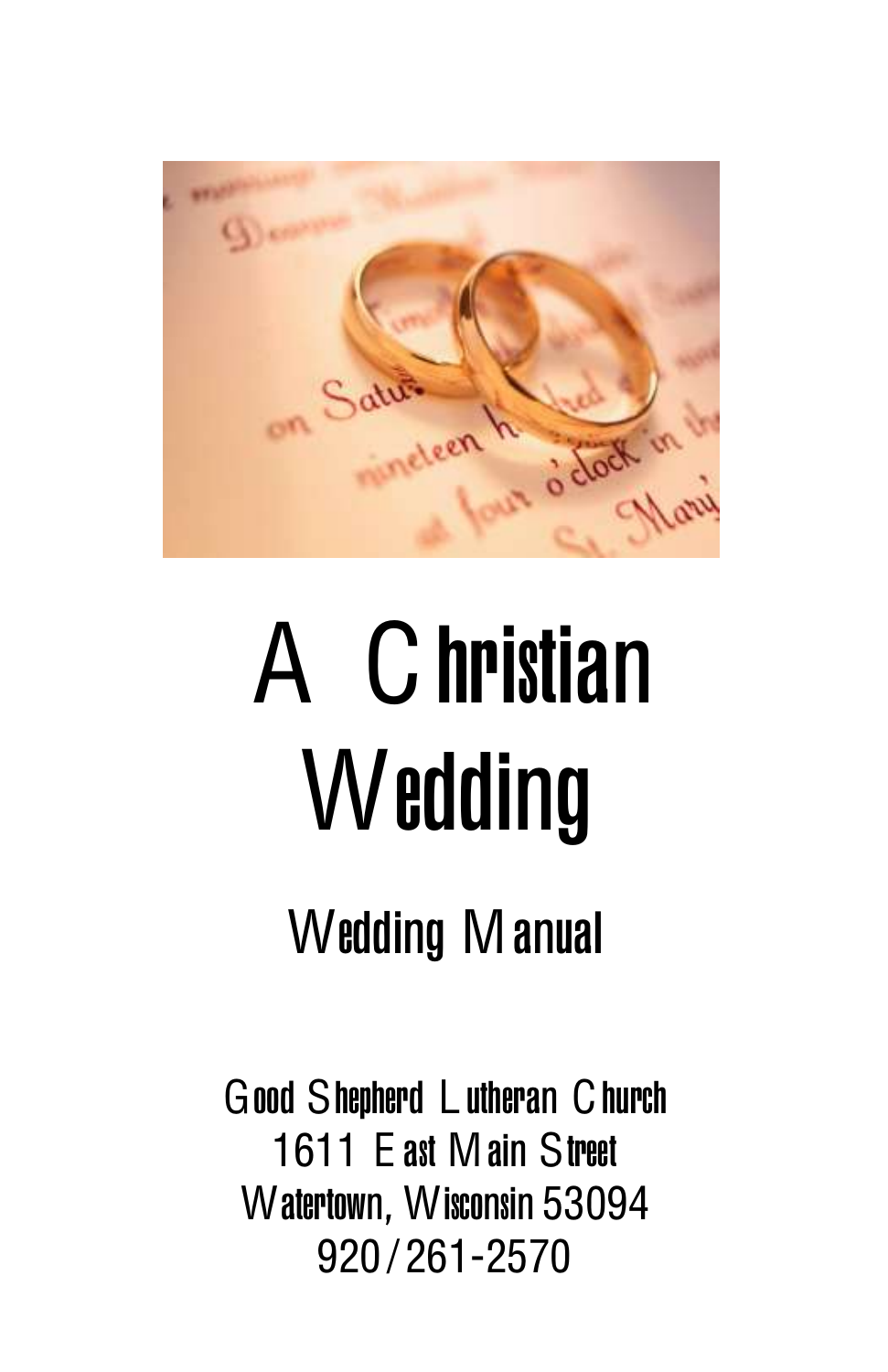# A Christian Wedding

## Wedding Manual

Good Shepherd Lutheran Church
1611 East Main Street
Watertown, Wisconsin 53094
920/261-2570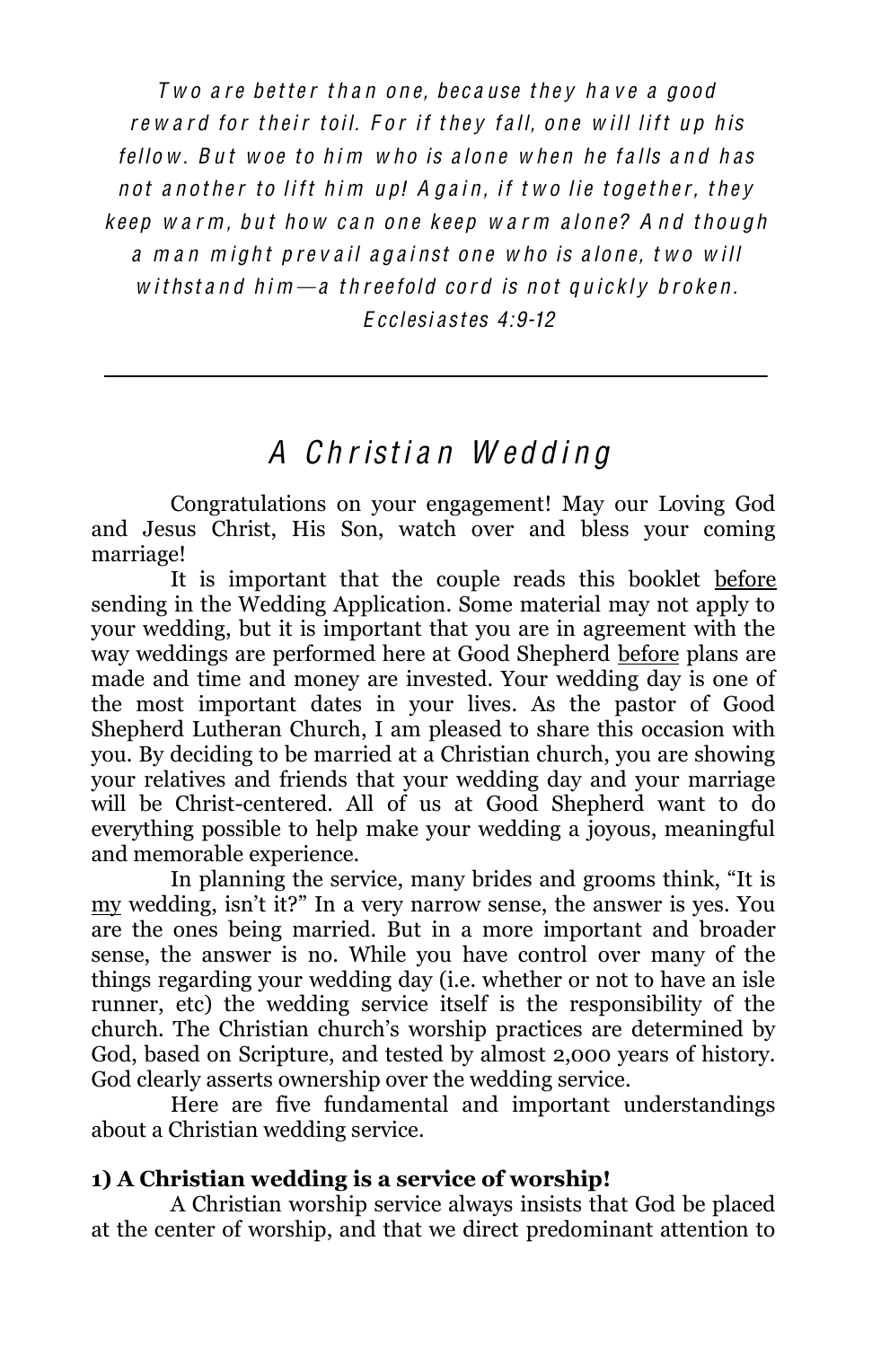*Two are better than one, because they have a good reward for their toil. For if they fall, one will lift up his fellow. But woe to him who is alone when he falls and has not another to lift him up! Again, if two lie together, they keep warm, but how can one keep warm alone? And though a man might prevail against one who is alone, two will withstand him—a threefold cord is not quickly broken.*
*Ecclesiastes 4:9-12*

---

# *A Christian Wedding*

Congratulations on your engagement! May our Loving God and Jesus Christ, His Son, watch over and bless your coming marriage!

It is important that the couple reads this booklet before sending in the Wedding Application. Some material may not apply to your wedding, but it is important that you are in agreement with the way weddings are performed here at Good Shepherd before plans are made and time and money are invested. Your wedding day is one of the most important dates in your lives. As the pastor of Good Shepherd Lutheran Church, I am pleased to share this occasion with you. By deciding to be married at a Christian church, you are showing your relatives and friends that your wedding day and your marriage will be Christ-centered. All of us at Good Shepherd want to do everything possible to help make your wedding a joyous, meaningful and memorable experience.

In planning the service, many brides and grooms think, "It is my wedding, isn't it?" In a very narrow sense, the answer is yes. You are the ones being married. But in a more important and broader sense, the answer is no. While you have control over many of the things regarding your wedding day (i.e. whether or not to have an isle runner, etc) the wedding service itself is the responsibility of the church. The Christian church's worship practices are determined by God, based on Scripture, and tested by almost 2,000 years of history. God clearly asserts ownership over the wedding service.

Here are five fundamental and important understandings about a Christian wedding service.

**1) A Christian wedding is a service of worship!**

A Christian worship service always insists that God be placed at the center of worship, and that we direct predominant attention to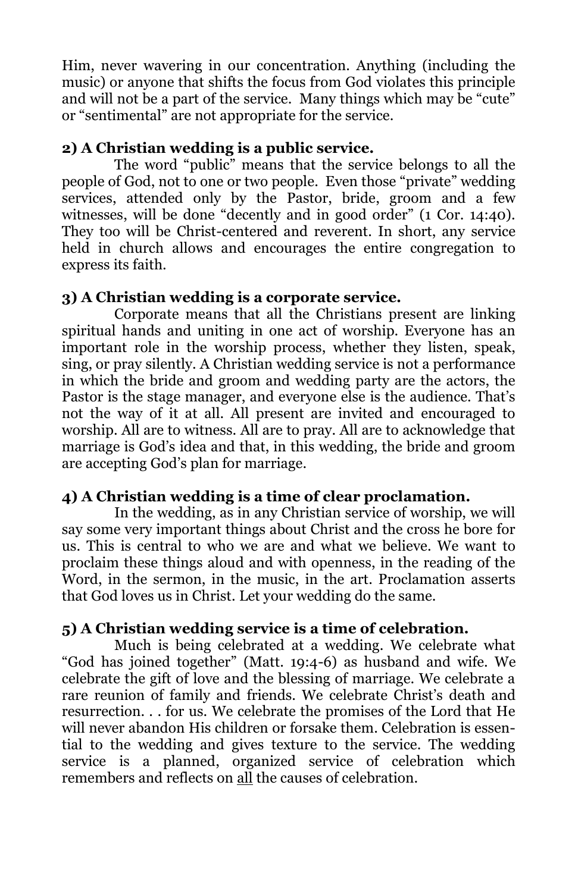Him, never wavering in our concentration. Anything (including the music) or anyone that shifts the focus from God violates this principle and will not be a part of the service. Many things which may be "cute" or "sentimental" are not appropriate for the service.

**2) A Christian wedding is a public service.**

The word "public" means that the service belongs to all the people of God, not to one or two people. Even those "private" wedding services, attended only by the Pastor, bride, groom and a few witnesses, will be done "decently and in good order" (1 Cor. 14:40). They too will be Christ-centered and reverent. In short, any service held in church allows and encourages the entire congregation to express its faith.

**3) A Christian wedding is a corporate service.**

Corporate means that all the Christians present are linking spiritual hands and uniting in one act of worship. Everyone has an important role in the worship process, whether they listen, speak, sing, or pray silently. A Christian wedding service is not a performance in which the bride and groom and wedding party are the actors, the Pastor is the stage manager, and everyone else is the audience. That's not the way of it at all. All present are invited and encouraged to worship. All are to witness. All are to pray. All are to acknowledge that marriage is God's idea and that, in this wedding, the bride and groom are accepting God's plan for marriage.

**4) A Christian wedding is a time of clear proclamation.**

In the wedding, as in any Christian service of worship, we will say some very important things about Christ and the cross he bore for us. This is central to who we are and what we believe. We want to proclaim these things aloud and with openness, in the reading of the Word, in the sermon, in the music, in the art. Proclamation asserts that God loves us in Christ. Let your wedding do the same.

**5) A Christian wedding service is a time of celebration.**

Much is being celebrated at a wedding. We celebrate what "God has joined together" (Matt. 19:4-6) as husband and wife. We celebrate the gift of love and the blessing of marriage. We celebrate a rare reunion of family and friends. We celebrate Christ's death and resurrection. . . for us. We celebrate the promises of the Lord that He will never abandon His children or forsake them. Celebration is essential to the wedding and gives texture to the service. The wedding service is a planned, organized service of celebration which remembers and reflects on <u>all</u> the causes of celebration.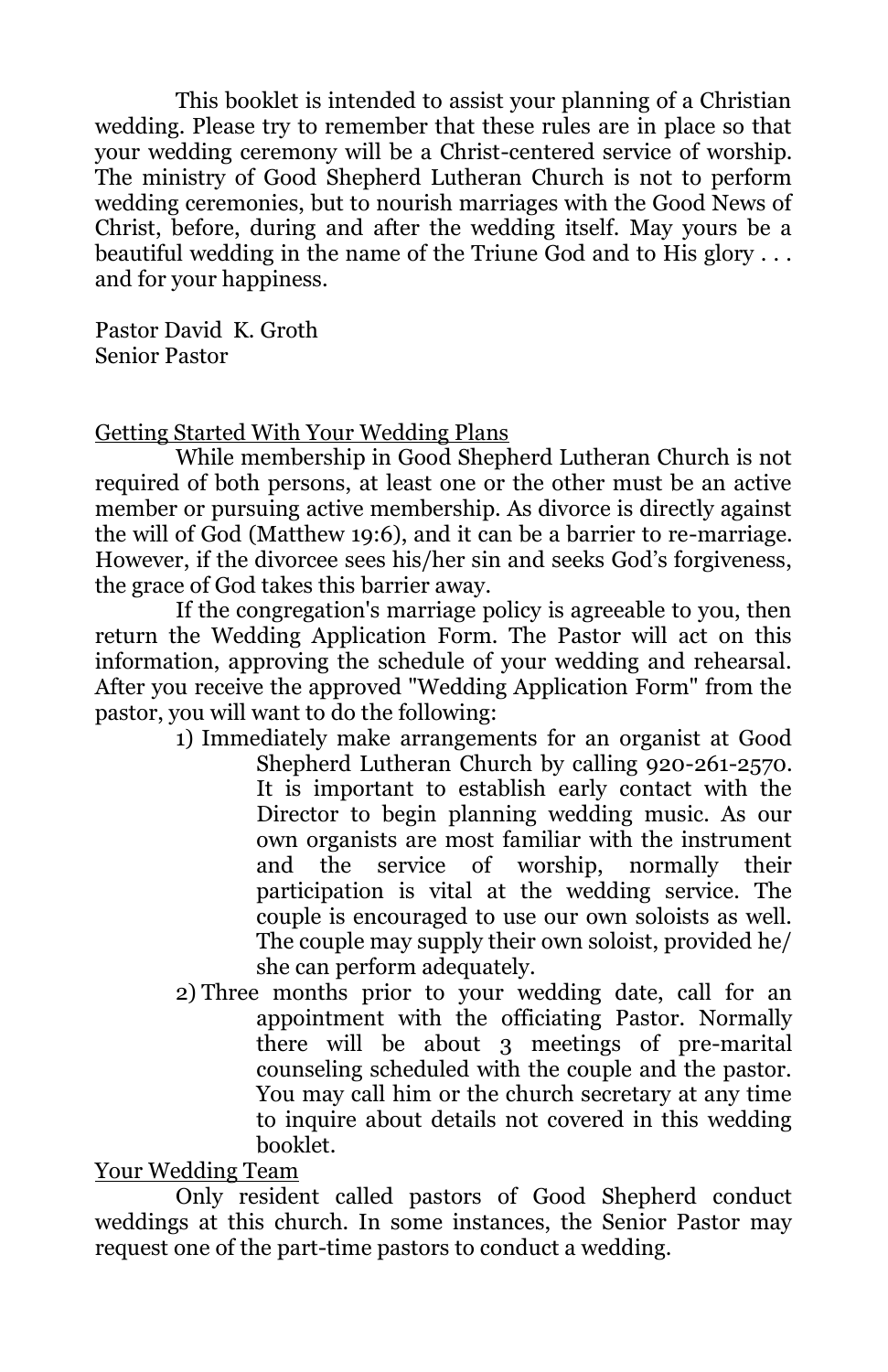This booklet is intended to assist your planning of a Christian wedding. Please try to remember that these rules are in place so that your wedding ceremony will be a Christ-centered service of worship. The ministry of Good Shepherd Lutheran Church is not to perform wedding ceremonies, but to nourish marriages with the Good News of Christ, before, during and after the wedding itself. May yours be a beautiful wedding in the name of the Triune God and to His glory . . . and for your happiness.

Pastor David K. Groth
Senior Pastor

## Getting Started With Your Wedding Plans

While membership in Good Shepherd Lutheran Church is not required of both persons, at least one or the other must be an active member or pursuing active membership. As divorce is directly against the will of God (Matthew 19:6), and it can be a barrier to re-marriage. However, if the divorcee sees his/her sin and seeks God's forgiveness, the grace of God takes this barrier away.

If the congregation's marriage policy is agreeable to you, then return the Wedding Application Form. The Pastor will act on this information, approving the schedule of your wedding and rehearsal. After you receive the approved "Wedding Application Form" from the pastor, you will want to do the following:

1) Immediately make arrangements for an organist at Good Shepherd Lutheran Church by calling 920-261-2570. It is important to establish early contact with the Director to begin planning wedding music. As our own organists are most familiar with the instrument and the service of worship, normally their participation is vital at the wedding service. The couple is encouraged to use our own soloists as well. The couple may supply their own soloist, provided he/she can perform adequately.
2) Three months prior to your wedding date, call for an appointment with the officiating Pastor. Normally there will be about 3 meetings of pre-marital counseling scheduled with the couple and the pastor. You may call him or the church secretary at any time to inquire about details not covered in this wedding booklet.

## Your Wedding Team

Only resident called pastors of Good Shepherd conduct weddings at this church. In some instances, the Senior Pastor may request one of the part-time pastors to conduct a wedding.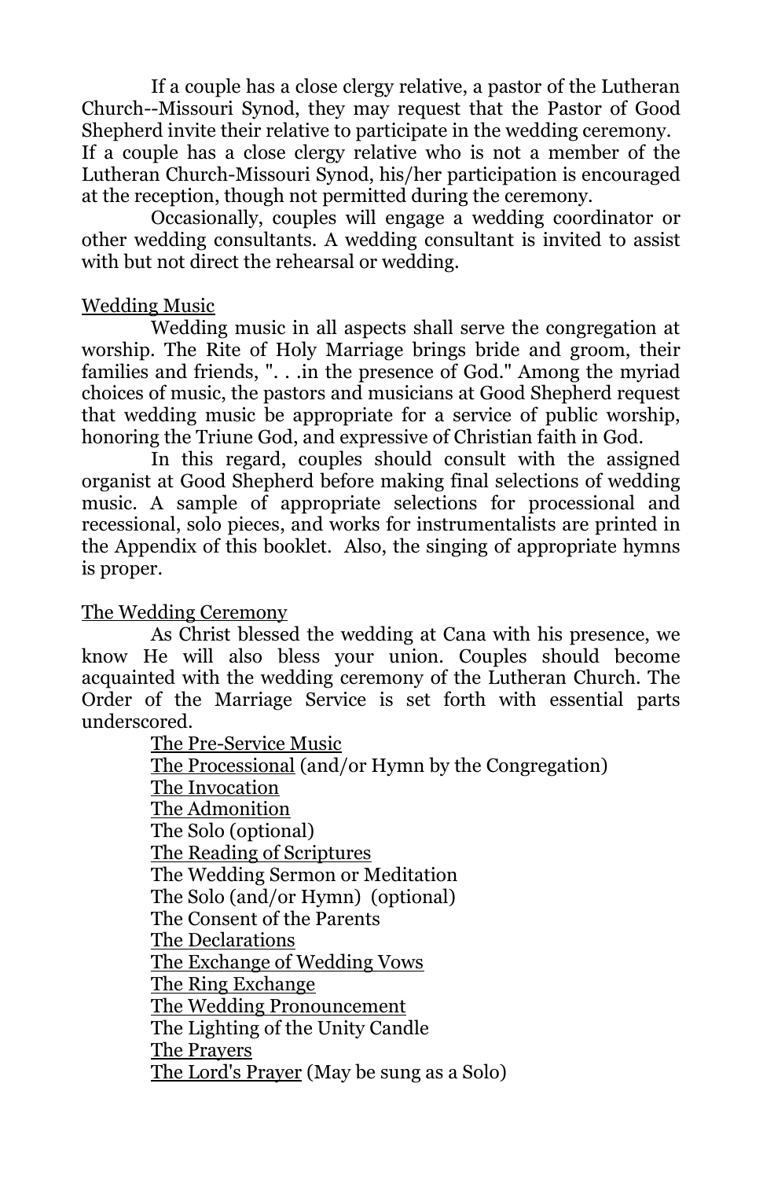If a couple has a close clergy relative, a pastor of the Lutheran Church--Missouri Synod, they may request that the Pastor of Good Shepherd invite their relative to participate in the wedding ceremony. If a couple has a close clergy relative who is not a member of the Lutheran Church-Missouri Synod, his/her participation is encouraged at the reception, though not permitted during the ceremony.

Occasionally, couples will engage a wedding coordinator or other wedding consultants. A wedding consultant is invited to assist with but not direct the rehearsal or wedding.

<u>Wedding Music</u>

Wedding music in all aspects shall serve the congregation at worship. The Rite of Holy Marriage brings bride and groom, their families and friends, ". . .in the presence of God." Among the myriad choices of music, the pastors and musicians at Good Shepherd request that wedding music be appropriate for a service of public worship, honoring the Triune God, and expressive of Christian faith in God.

In this regard, couples should consult with the assigned organist at Good Shepherd before making final selections of wedding music. A sample of appropriate selections for processional and recessional, solo pieces, and works for instrumentalists are printed in the Appendix of this booklet. Also, the singing of appropriate hymns is proper.

<u>The Wedding Ceremony</u>

As Christ blessed the wedding at Cana with his presence, we know He will also bless your union. Couples should become acquainted with the wedding ceremony of the Lutheran Church. The Order of the Marriage Service is set forth with essential parts underscored.

<u>The Pre-Service Music</u>
<u>The Processional</u> (and/or Hymn by the Congregation)
<u>The Invocation</u>
<u>The Admonition</u>
The Solo (optional)
<u>The Reading of Scriptures</u>
The Wedding Sermon or Meditation
The Solo (and/or Hymn) (optional)
The Consent of the Parents
<u>The Declarations</u>
<u>The Exchange of Wedding Vows</u>
<u>The Ring Exchange</u>
<u>The Wedding Pronouncement</u>
The Lighting of the Unity Candle
<u>The Prayers</u>
<u>The Lord's Prayer</u> (May be sung as a Solo)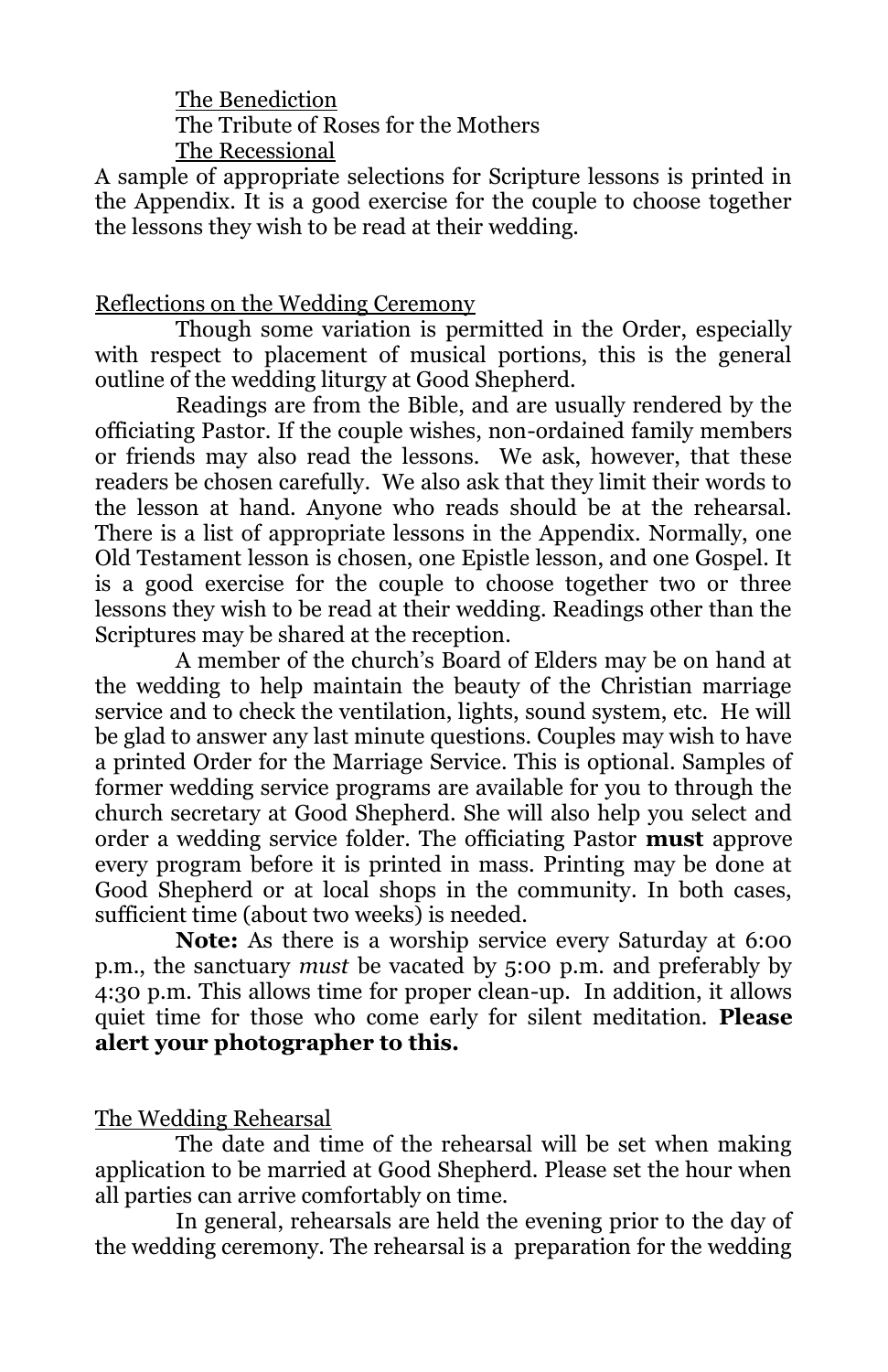The Benediction
The Tribute of Roses for the Mothers
The Recessional

A sample of appropriate selections for Scripture lessons is printed in the Appendix. It is a good exercise for the couple to choose together the lessons they wish to be read at their wedding.

## Reflections on the Wedding Ceremony

Though some variation is permitted in the Order, especially with respect to placement of musical portions, this is the general outline of the wedding liturgy at Good Shepherd.

Readings are from the Bible, and are usually rendered by the officiating Pastor. If the couple wishes, non-ordained family members or friends may also read the lessons. We ask, however, that these readers be chosen carefully. We also ask that they limit their words to the lesson at hand. Anyone who reads should be at the rehearsal. There is a list of appropriate lessons in the Appendix. Normally, one Old Testament lesson is chosen, one Epistle lesson, and one Gospel. It is a good exercise for the couple to choose together two or three lessons they wish to be read at their wedding. Readings other than the Scriptures may be shared at the reception.

A member of the church's Board of Elders may be on hand at the wedding to help maintain the beauty of the Christian marriage service and to check the ventilation, lights, sound system, etc. He will be glad to answer any last minute questions. Couples may wish to have a printed Order for the Marriage Service. This is optional. Samples of former wedding service programs are available for you to through the church secretary at Good Shepherd. She will also help you select and order a wedding service folder. The officiating Pastor **must** approve every program before it is printed in mass. Printing may be done at Good Shepherd or at local shops in the community. In both cases, sufficient time (about two weeks) is needed.

**Note:** As there is a worship service every Saturday at 6:00 p.m., the sanctuary *must* be vacated by 5:00 p.m. and preferably by 4:30 p.m. This allows time for proper clean-up. In addition, it allows quiet time for those who come early for silent meditation. **Please alert your photographer to this.**

## The Wedding Rehearsal

The date and time of the rehearsal will be set when making application to be married at Good Shepherd. Please set the hour when all parties can arrive comfortably on time.

In general, rehearsals are held the evening prior to the day of the wedding ceremony. The rehearsal is a preparation for the wedding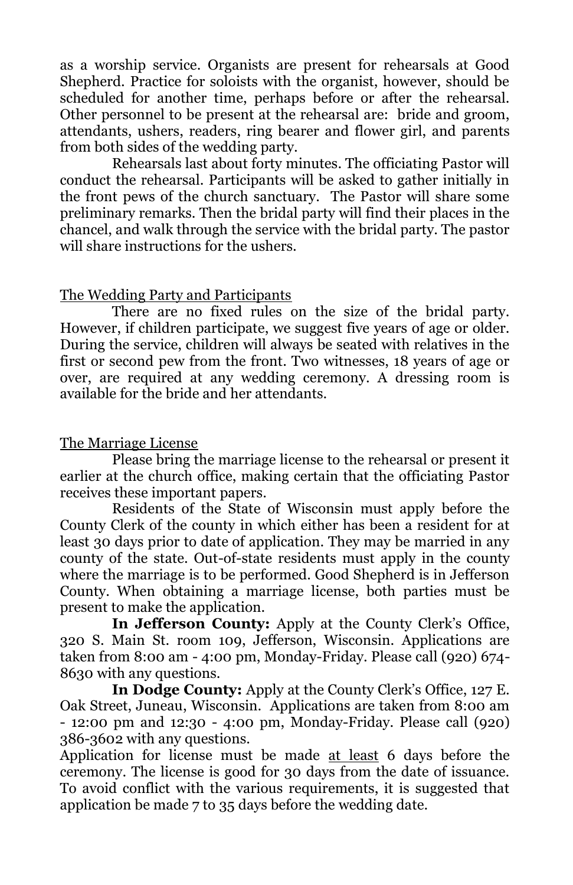as a worship service. Organists are present for rehearsals at Good Shepherd. Practice for soloists with the organist, however, should be scheduled for another time, perhaps before or after the rehearsal. Other personnel to be present at the rehearsal are: bride and groom, attendants, ushers, readers, ring bearer and flower girl, and parents from both sides of the wedding party.

Rehearsals last about forty minutes. The officiating Pastor will conduct the rehearsal. Participants will be asked to gather initially in the front pews of the church sanctuary. The Pastor will share some preliminary remarks. Then the bridal party will find their places in the chancel, and walk through the service with the bridal party. The pastor will share instructions for the ushers.

## The Wedding Party and Participants

There are no fixed rules on the size of the bridal party. However, if children participate, we suggest five years of age or older. During the service, children will always be seated with relatives in the first or second pew from the front. Two witnesses, 18 years of age or over, are required at any wedding ceremony. A dressing room is available for the bride and her attendants.

## The Marriage License

Please bring the marriage license to the rehearsal or present it earlier at the church office, making certain that the officiating Pastor receives these important papers.

Residents of the State of Wisconsin must apply before the County Clerk of the county in which either has been a resident for at least 30 days prior to date of application. They may be married in any county of the state. Out-of-state residents must apply in the county where the marriage is to be performed. Good Shepherd is in Jefferson County. When obtaining a marriage license, both parties must be present to make the application.

**In Jefferson County:** Apply at the County Clerk's Office, 320 S. Main St. room 109, Jefferson, Wisconsin. Applications are taken from 8:00 am - 4:00 pm, Monday-Friday. Please call (920) 674-8630 with any questions.

**In Dodge County:** Apply at the County Clerk's Office, 127 E. Oak Street, Juneau, Wisconsin. Applications are taken from 8:00 am - 12:00 pm and 12:30 - 4:00 pm, Monday-Friday. Please call (920) 386-3602 with any questions.

Application for license must be made at least 6 days before the ceremony. The license is good for 30 days from the date of issuance. To avoid conflict with the various requirements, it is suggested that application be made 7 to 35 days before the wedding date.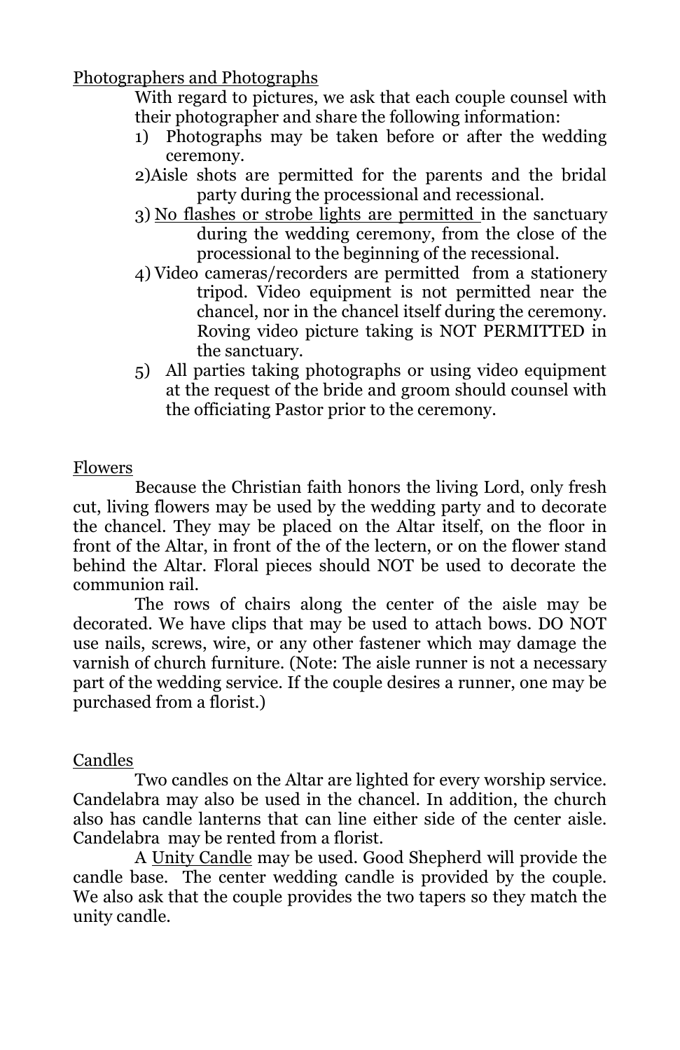## Photographers and Photographs

With regard to pictures, we ask that each couple counsel with their photographer and share the following information:

1) Photographs may be taken before or after the wedding ceremony.
2) Aisle shots are permitted for the parents and the bridal party during the processional and recessional.
3) <u>No flashes or strobe lights are permitted</u> in the sanctuary during the wedding ceremony, from the close of the processional to the beginning of the recessional.
4) Video cameras/recorders are permitted from a stationery tripod. Video equipment is not permitted near the chancel, nor in the chancel itself during the ceremony. Roving video picture taking is NOT PERMITTED in the sanctuary.
5) All parties taking photographs or using video equipment at the request of the bride and groom should counsel with the officiating Pastor prior to the ceremony.

## Flowers

Because the Christian faith honors the living Lord, only fresh cut, living flowers may be used by the wedding party and to decorate the chancel. They may be placed on the Altar itself, on the floor in front of the Altar, in front of the of the lectern, or on the flower stand behind the Altar. Floral pieces should NOT be used to decorate the communion rail.

The rows of chairs along the center of the aisle may be decorated. We have clips that may be used to attach bows. DO NOT use nails, screws, wire, or any other fastener which may damage the varnish of church furniture. (Note: The aisle runner is not a necessary part of the wedding service. If the couple desires a runner, one may be purchased from a florist.)

## Candles

Two candles on the Altar are lighted for every worship service. Candelabra may also be used in the chancel. In addition, the church also has candle lanterns that can line either side of the center aisle. Candelabra may be rented from a florist.

A <u>Unity Candle</u> may be used. Good Shepherd will provide the candle base. The center wedding candle is provided by the couple. We also ask that the couple provides the two tapers so they match the unity candle.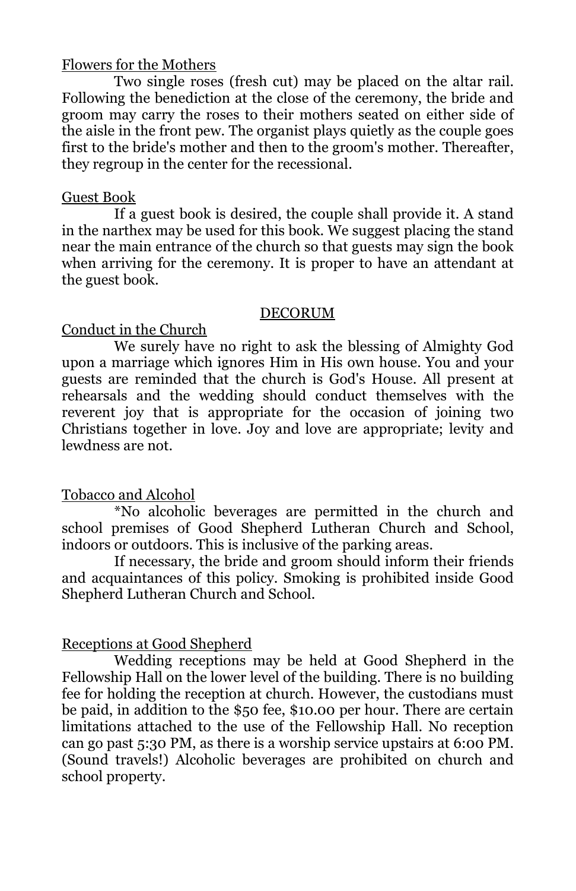Flowers for the Mothers

Two single roses (fresh cut) may be placed on the altar rail. Following the benediction at the close of the ceremony, the bride and groom may carry the roses to their mothers seated on either side of the aisle in the front pew. The organist plays quietly as the couple goes first to the bride's mother and then to the groom's mother. Thereafter, they regroup in the center for the recessional.

Guest Book

If a guest book is desired, the couple shall provide it. A stand in the narthex may be used for this book. We suggest placing the stand near the main entrance of the church so that guests may sign the book when arriving for the ceremony. It is proper to have an attendant at the guest book.

## DECORUM

Conduct in the Church

We surely have no right to ask the blessing of Almighty God upon a marriage which ignores Him in His own house. You and your guests are reminded that the church is God's House. All present at rehearsals and the wedding should conduct themselves with the reverent joy that is appropriate for the occasion of joining two Christians together in love. Joy and love are appropriate; levity and lewdness are not.

Tobacco and Alcohol

*No alcoholic beverages are permitted in the church and school premises of Good Shepherd Lutheran Church and School, indoors or outdoors. This is inclusive of the parking areas.

If necessary, the bride and groom should inform their friends and acquaintances of this policy. Smoking is prohibited inside Good Shepherd Lutheran Church and School.

Receptions at Good Shepherd

Wedding receptions may be held at Good Shepherd in the Fellowship Hall on the lower level of the building. There is no building fee for holding the reception at church. However, the custodians must be paid, in addition to the $50 fee, $10.00 per hour. There are certain limitations attached to the use of the Fellowship Hall. No reception can go past 5:30 PM, as there is a worship service upstairs at 6:00 PM. (Sound travels!) Alcoholic beverages are prohibited on church and school property.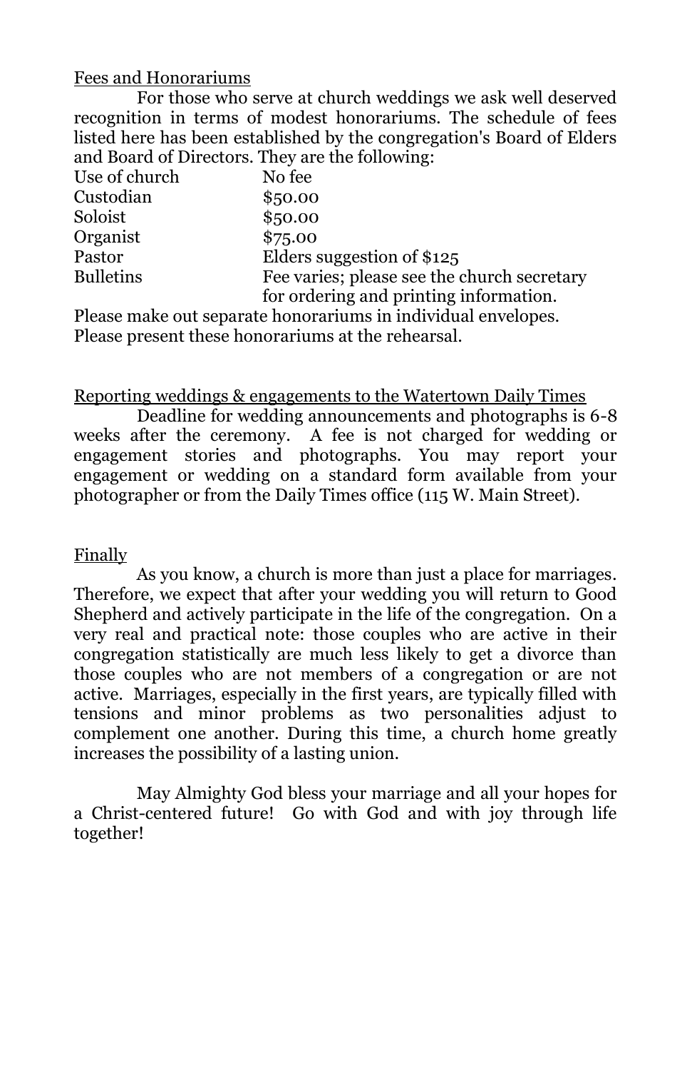## Fees and Honorariums

For those who serve at church weddings we ask well deserved recognition in terms of modest honorariums. The schedule of fees listed here has been established by the congregation's Board of Elders and Board of Directors. They are the following:

| | |
|---|---|
| Use of church | No fee |
| Custodian | $50.00 |
| Soloist | $50.00 |
| Organist | $75.00 |
| Pastor | Elders suggestion of $125 |
| Bulletins | Fee varies; please see the church secretary for ordering and printing information. |

Please make out separate honorariums in individual envelopes.
Please present these honorariums at the rehearsal.

## Reporting weddings & engagements to the Watertown Daily Times

Deadline for wedding announcements and photographs is 6-8 weeks after the ceremony. A fee is not charged for wedding or engagement stories and photographs. You may report your engagement or wedding on a standard form available from your photographer or from the Daily Times office (115 W. Main Street).

## Finally

As you know, a church is more than just a place for marriages. Therefore, we expect that after your wedding you will return to Good Shepherd and actively participate in the life of the congregation. On a very real and practical note: those couples who are active in their congregation statistically are much less likely to get a divorce than those couples who are not members of a congregation or are not active. Marriages, especially in the first years, are typically filled with tensions and minor problems as two personalities adjust to complement one another. During this time, a church home greatly increases the possibility of a lasting union.

May Almighty God bless your marriage and all your hopes for a Christ-centered future! Go with God and with joy through life together!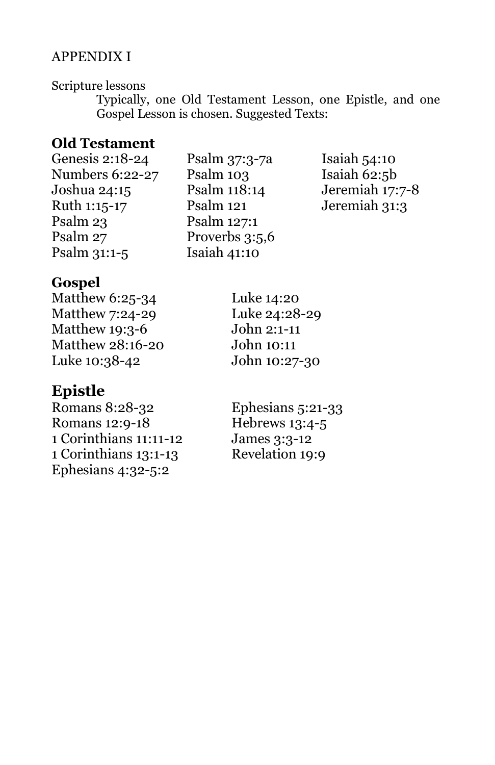APPENDIX I

Scripture lessons

Typically, one Old Testament Lesson, one Epistle, and one Gospel Lesson is chosen. Suggested Texts:

## Old Testament

Genesis 2:18-24
Numbers 6:22-27
Joshua 24:15
Ruth 1:15-17
Psalm 23
Psalm 27
Psalm 31:1-5
Psalm 37:3-7a
Psalm 103
Psalm 118:14
Psalm 121
Psalm 127:1
Proverbs 3:5,6
Isaiah 41:10
Isaiah 54:10
Isaiah 62:5b
Jeremiah 17:7-8
Jeremiah 31:3

## Gospel

Matthew 6:25-34
Matthew 7:24-29
Matthew 19:3-6
Matthew 28:16-20
Luke 10:38-42
Luke 14:20
Luke 24:28-29
John 2:1-11
John 10:11
John 10:27-30

## Epistle

Romans 8:28-32
Romans 12:9-18
1 Corinthians 11:11-12
1 Corinthians 13:1-13
Ephesians 4:32-5:2
Ephesians 5:21-33
Hebrews 13:4-5
James 3:3-12
Revelation 19:9